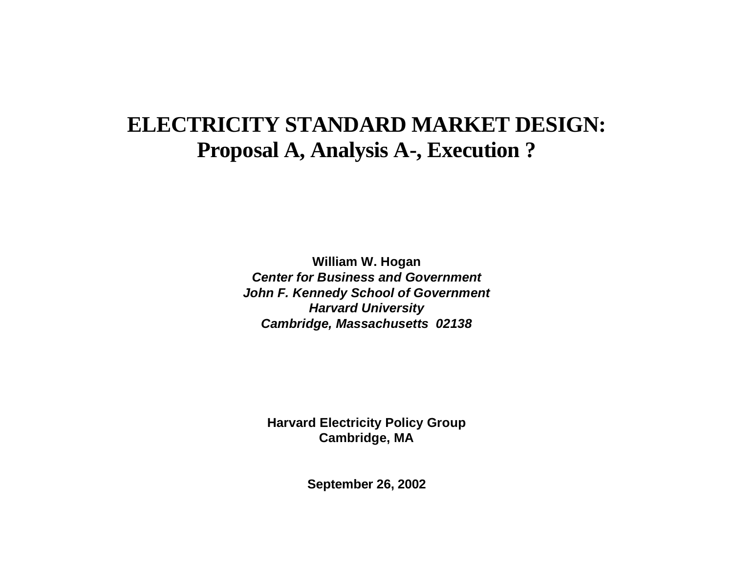# ELECTRICITY STANDARD MARKET DESIGN: Proposal A, Analysis A-, Execution ?

**William W. Hogan**
***Center for Business and Government***
***John F. Kennedy School of Government***
***Harvard University***
***Cambridge, Massachusetts 02138***

**Harvard Electricity Policy Group**
**Cambridge, MA**

**September 26, 2002**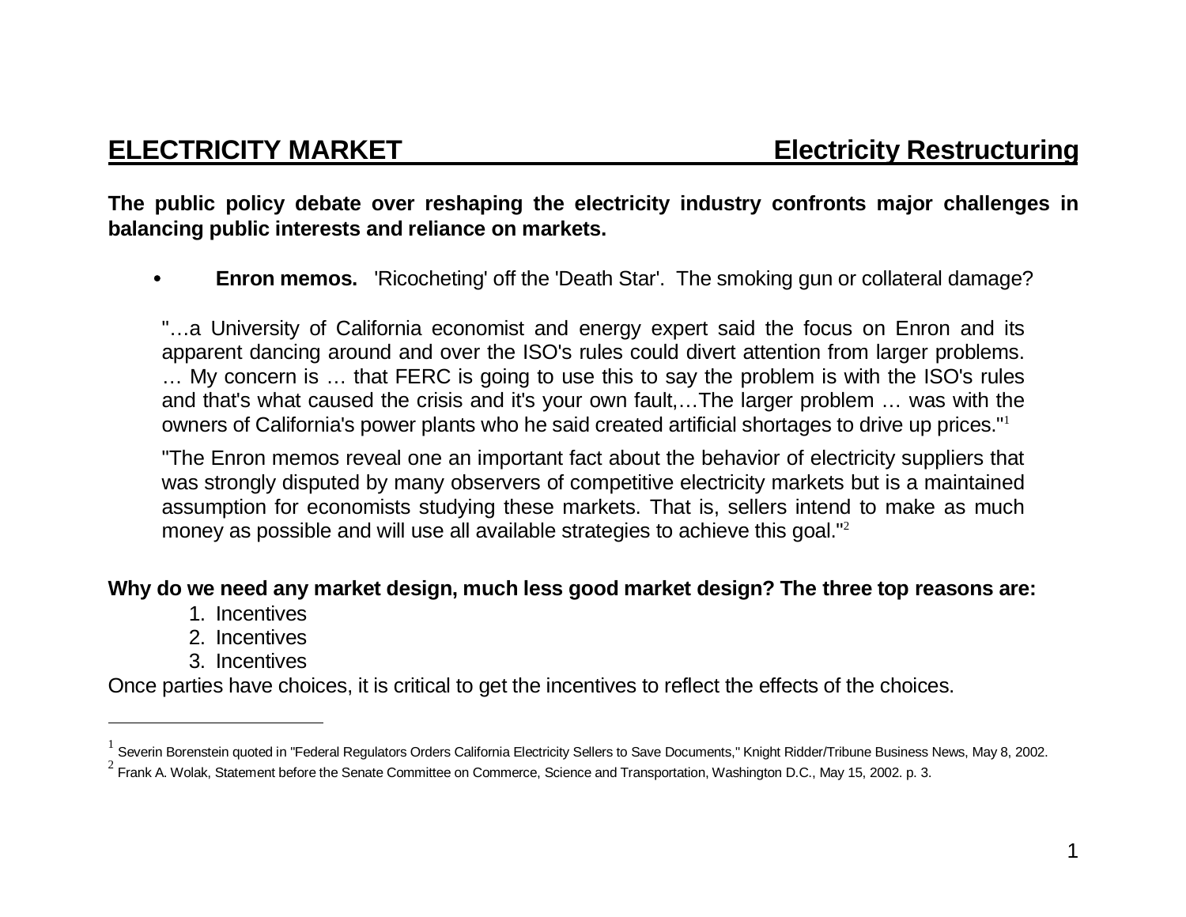## ELECTRICITY MARKET — Electricity Restructuring

**The public policy debate over reshaping the electricity industry confronts major challenges in balancing public interests and reliance on markets.**

- **Enron memos.** 'Ricocheting' off the 'Death Star'. The smoking gun or collateral damage?

  "…a University of California economist and energy expert said the focus on Enron and its apparent dancing around and over the ISO's rules could divert attention from larger problems. … My concern is … that FERC is going to use this to say the problem is with the ISO's rules and that's what caused the crisis and it's your own fault,…The larger problem … was with the owners of California's power plants who he said created artificial shortages to drive up prices."[1]

  "The Enron memos reveal one an important fact about the behavior of electricity suppliers that was strongly disputed by many observers of competitive electricity markets but is a maintained assumption for economists studying these markets. That is, sellers intend to make as much money as possible and will use all available strategies to achieve this goal."[2]

**Why do we need any market design, much less good market design? The three top reasons are:**

1. Incentives
2. Incentives
3. Incentives

Once parties have choices, it is critical to get the incentives to reflect the effects of the choices.

---

[1] Severin Borenstein quoted in "Federal Regulators Orders California Electricity Sellers to Save Documents," Knight Ridder/Tribune Business News, May 8, 2002.

[2] Frank A. Wolak, Statement before the Senate Committee on Commerce, Science and Transportation, Washington D.C., May 15, 2002. p. 3.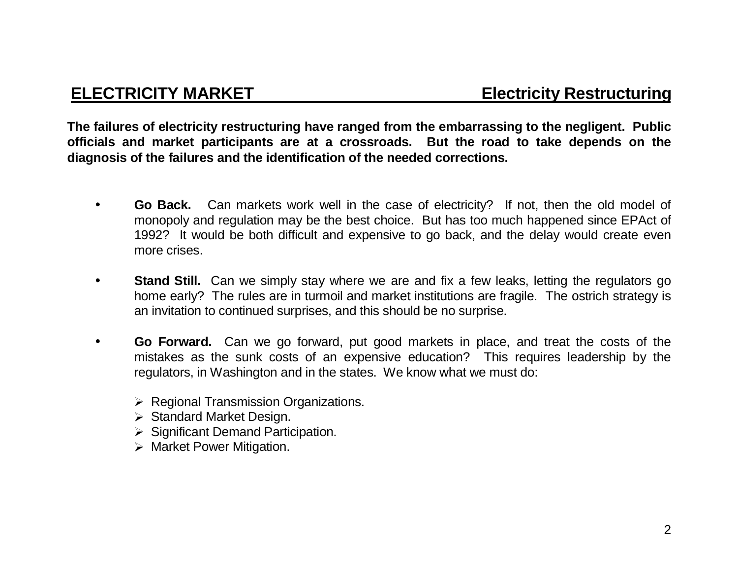## ELECTRICITY MARKET — Electricity Restructuring

**The failures of electricity restructuring have ranged from the embarrassing to the negligent. Public officials and market participants are at a crossroads. But the road to take depends on the diagnosis of the failures and the identification of the needed corrections.**

- **Go Back.** Can markets work well in the case of electricity? If not, then the old model of monopoly and regulation may be the best choice. But has too much happened since EPAct of 1992? It would be both difficult and expensive to go back, and the delay would create even more crises.

- **Stand Still.** Can we simply stay where we are and fix a few leaks, letting the regulators go home early? The rules are in turmoil and market institutions are fragile. The ostrich strategy is an invitation to continued surprises, and this should be no surprise.

- **Go Forward.** Can we go forward, put good markets in place, and treat the costs of the mistakes as the sunk costs of an expensive education? This requires leadership by the regulators, in Washington and in the states. We know what we must do:

  - Regional Transmission Organizations.
  - Standard Market Design.
  - Significant Demand Participation.
  - Market Power Mitigation.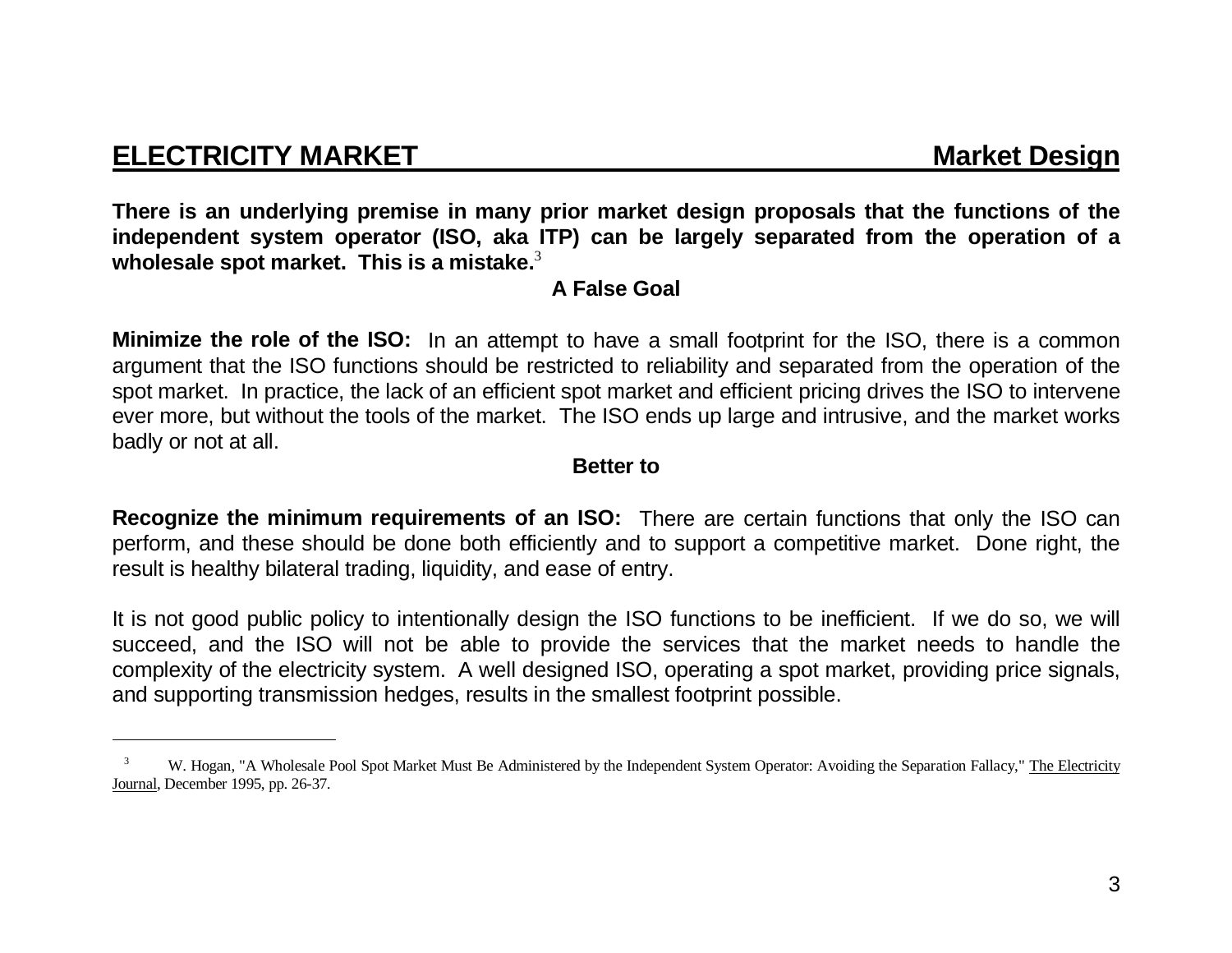## ELECTRICITY MARKET — Market Design

**There is an underlying premise in many prior market design proposals that the functions of the independent system operator (ISO, aka ITP) can be largely separated from the operation of a wholesale spot market. This is a mistake.**[3]

**A False Goal**

**Minimize the role of the ISO:** In an attempt to have a small footprint for the ISO, there is a common argument that the ISO functions should be restricted to reliability and separated from the operation of the spot market. In practice, the lack of an efficient spot market and efficient pricing drives the ISO to intervene ever more, but without the tools of the market. The ISO ends up large and intrusive, and the market works badly or not at all.

**Better to**

**Recognize the minimum requirements of an ISO:** There are certain functions that only the ISO can perform, and these should be done both efficiently and to support a competitive market. Done right, the result is healthy bilateral trading, liquidity, and ease of entry.

It is not good public policy to intentionally design the ISO functions to be inefficient. If we do so, we will succeed, and the ISO will not be able to provide the services that the market needs to handle the complexity of the electricity system. A well designed ISO, operating a spot market, providing price signals, and supporting transmission hedges, results in the smallest footprint possible.

---

[3] W. Hogan, "A Wholesale Pool Spot Market Must Be Administered by the Independent System Operator: Avoiding the Separation Fallacy," The Electricity Journal, December 1995, pp. 26-37.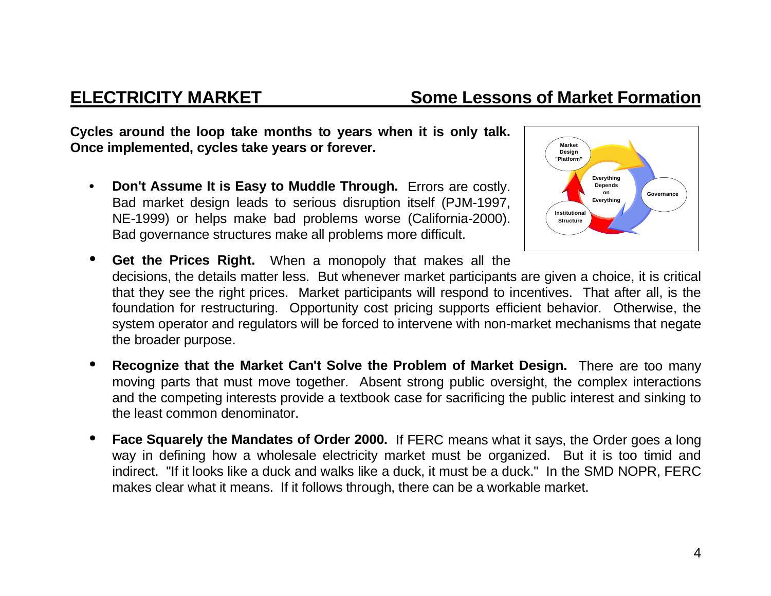## ELECTRICITY MARKET — Some Lessons of Market Formation

**Cycles around the loop take months to years when it is only talk. Once implemented, cycles take years or forever.**

Market Design "Platform"

Governance

Institutional Structure

Everything Depends on Everything

- **Don't Assume It is Easy to Muddle Through.** Errors are costly. Bad market design leads to serious disruption itself (PJM-1997, NE-1999) or helps make bad problems worse (California-2000). Bad governance structures make all problems more difficult.

- **Get the Prices Right.** When a monopoly that makes all the decisions, the details matter less. But whenever market participants are given a choice, it is critical that they see the right prices. Market participants will respond to incentives. That after all, is the foundation for restructuring. Opportunity cost pricing supports efficient behavior. Otherwise, the system operator and regulators will be forced to intervene with non-market mechanisms that negate the broader purpose.

- **Recognize that the Market Can't Solve the Problem of Market Design.** There are too many moving parts that must move together. Absent strong public oversight, the complex interactions and the competing interests provide a textbook case for sacrificing the public interest and sinking to the least common denominator.

- **Face Squarely the Mandates of Order 2000.** If FERC means what it says, the Order goes a long way in defining how a wholesale electricity market must be organized. But it is too timid and indirect. "If it looks like a duck and walks like a duck, it must be a duck." In the SMD NOPR, FERC makes clear what it means. If it follows through, there can be a workable market.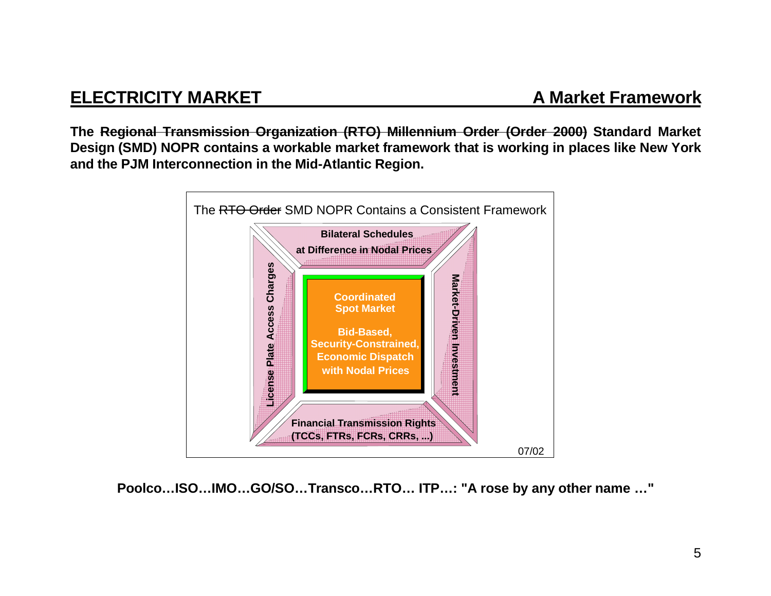## ELECTRICITY MARKET — A Market Framework

**The ~~Regional Transmission Organization (RTO) Millennium Order (Order 2000)~~ Standard Market Design (SMD) NOPR contains a workable market framework that is working in places like New York and the PJM Interconnection in the Mid-Atlantic Region.**

The ~~RTO Order~~ SMD NOPR Contains a Consistent Framework

**Bilateral Schedules at Difference in Nodal Prices**

**License Plate Access Charges**

**Coordinated Spot Market**

**Bid-Based, Security-Constrained, Economic Dispatch with Nodal Prices**

**Market-Driven Investment**

**Financial Transmission Rights (TCCs, FTRs, FCRs, CRRs, ...)**

07/02

**Poolco…ISO…IMO…GO/SO…Transco…RTO… ITP…: "A rose by any other name …"**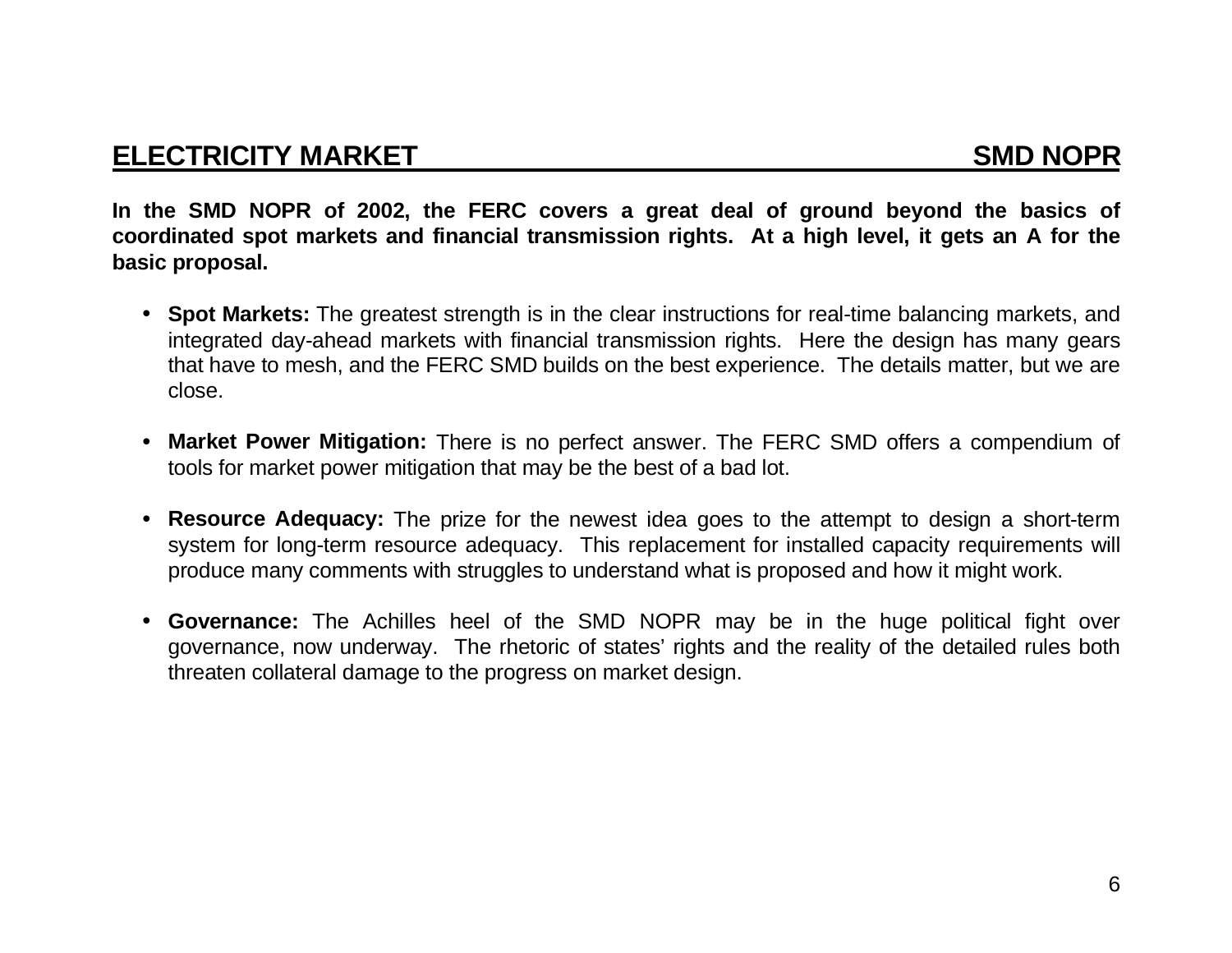## ELECTRICITY MARKET SMD NOPR

**In the SMD NOPR of 2002, the FERC covers a great deal of ground beyond the basics of coordinated spot markets and financial transmission rights. At a high level, it gets an A for the basic proposal.**

- **Spot Markets:** The greatest strength is in the clear instructions for real-time balancing markets, and integrated day-ahead markets with financial transmission rights. Here the design has many gears that have to mesh, and the FERC SMD builds on the best experience. The details matter, but we are close.

- **Market Power Mitigation:** There is no perfect answer. The FERC SMD offers a compendium of tools for market power mitigation that may be the best of a bad lot.

- **Resource Adequacy:** The prize for the newest idea goes to the attempt to design a short-term system for long-term resource adequacy. This replacement for installed capacity requirements will produce many comments with struggles to understand what is proposed and how it might work.

- **Governance:** The Achilles heel of the SMD NOPR may be in the huge political fight over governance, now underway. The rhetoric of states' rights and the reality of the detailed rules both threaten collateral damage to the progress on market design.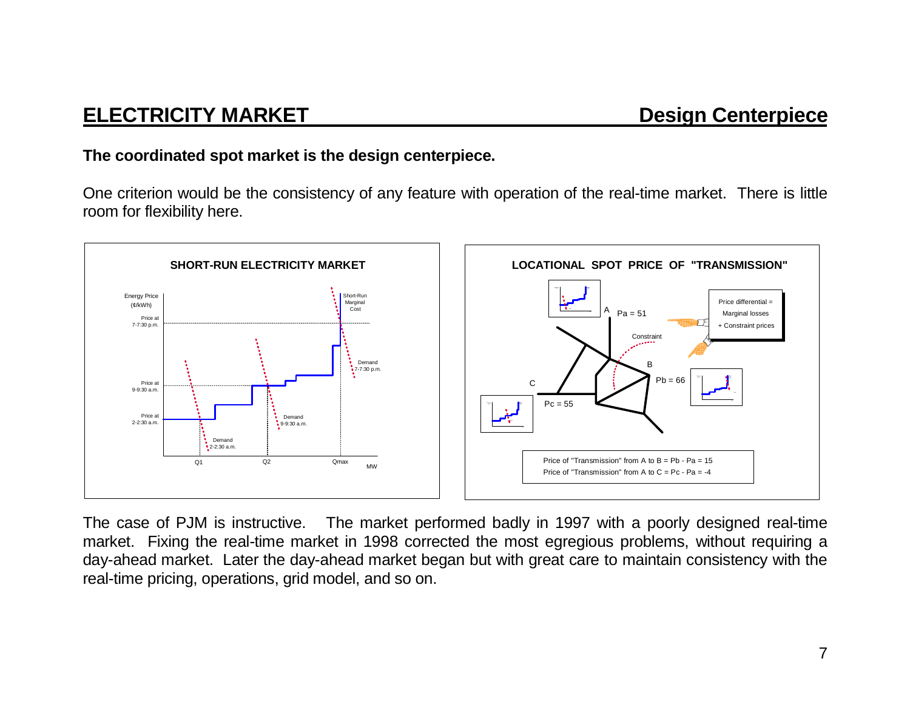## ELECTRICITY MARKET — Design Centerpiece

**The coordinated spot market is the design centerpiece.**

One criterion would be the consistency of any feature with operation of the real-time market. There is little room for flexibility here.

**SHORT-RUN ELECTRICITY MARKET**

Energy Price (¢/kWh)

Price at 7-7:30 p.m.

Price at 9-9:30 a.m.

Price at 2-2:30 a.m.

Short-Run Marginal Cost

Demand 7-7:30 p.m.

Demand 9-9:30 a.m.

Demand 2-2:30 a.m.

Q1

Q2

Qmax

MW

**LOCATIONAL SPOT PRICE OF "TRANSMISSION"**

A

Pa = 51

Price differential = Marginal losses + Constraint prices

Constraint

B

Pb = 66

C

Pc = 55

Price of "Transmission" from A to B = Pb - Pa = 15

Price of "Transmission" from A to C = Pc - Pa = -4

The case of PJM is instructive. The market performed badly in 1997 with a poorly designed real-time market. Fixing the real-time market in 1998 corrected the most egregious problems, without requiring a day-ahead market. Later the day-ahead market began but with great care to maintain consistency with the real-time pricing, operations, grid model, and so on.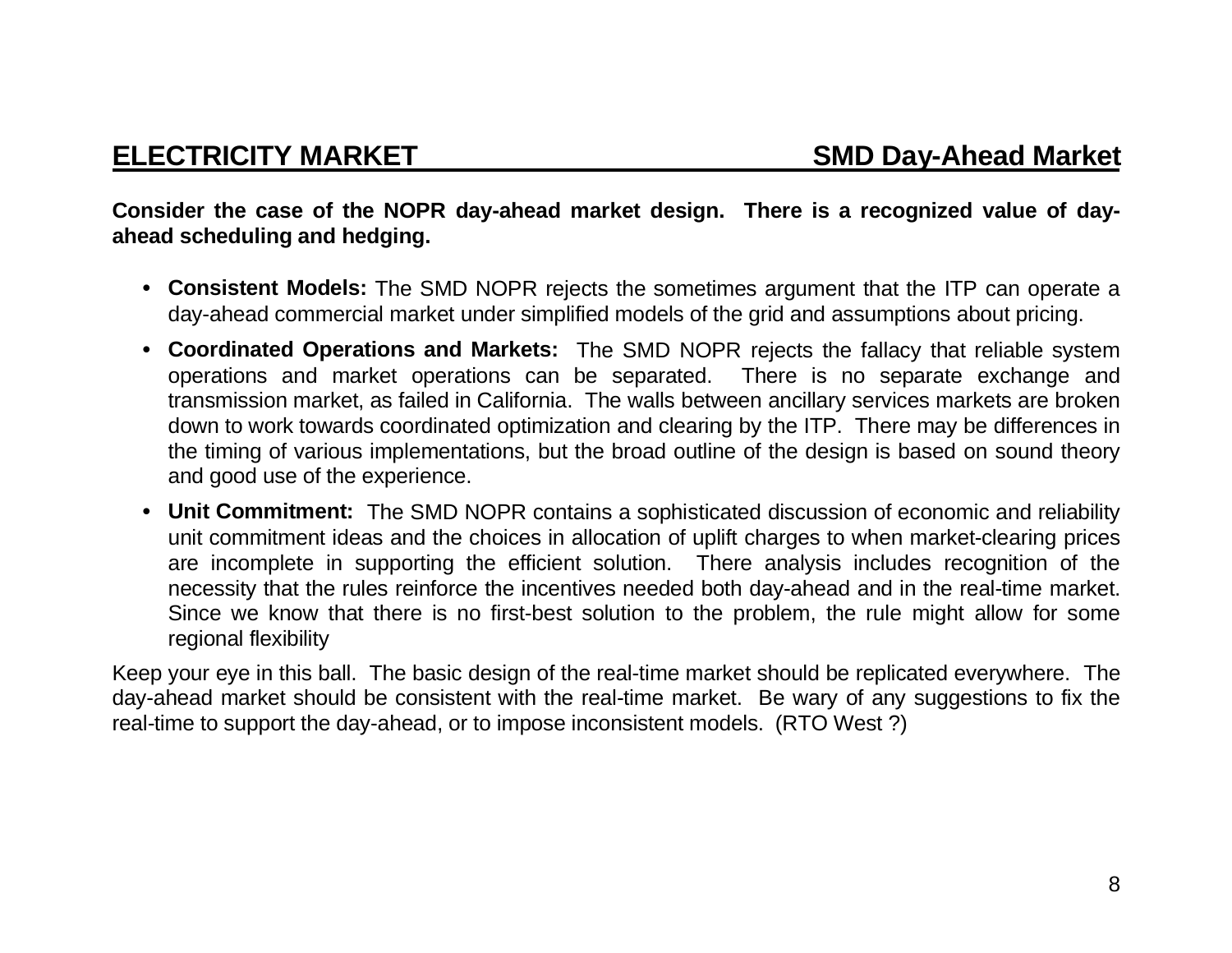## ELECTRICITY MARKET — SMD Day-Ahead Market

**Consider the case of the NOPR day-ahead market design. There is a recognized value of day-ahead scheduling and hedging.**

- **Consistent Models:** The SMD NOPR rejects the sometimes argument that the ITP can operate a day-ahead commercial market under simplified models of the grid and assumptions about pricing.
- **Coordinated Operations and Markets:** The SMD NOPR rejects the fallacy that reliable system operations and market operations can be separated. There is no separate exchange and transmission market, as failed in California. The walls between ancillary services markets are broken down to work towards coordinated optimization and clearing by the ITP. There may be differences in the timing of various implementations, but the broad outline of the design is based on sound theory and good use of the experience.
- **Unit Commitment:** The SMD NOPR contains a sophisticated discussion of economic and reliability unit commitment ideas and the choices in allocation of uplift charges to when market-clearing prices are incomplete in supporting the efficient solution. There analysis includes recognition of the necessity that the rules reinforce the incentives needed both day-ahead and in the real-time market. Since we know that there is no first-best solution to the problem, the rule might allow for some regional flexibility

Keep your eye in this ball. The basic design of the real-time market should be replicated everywhere. The day-ahead market should be consistent with the real-time market. Be wary of any suggestions to fix the real-time to support the day-ahead, or to impose inconsistent models. (RTO West ?)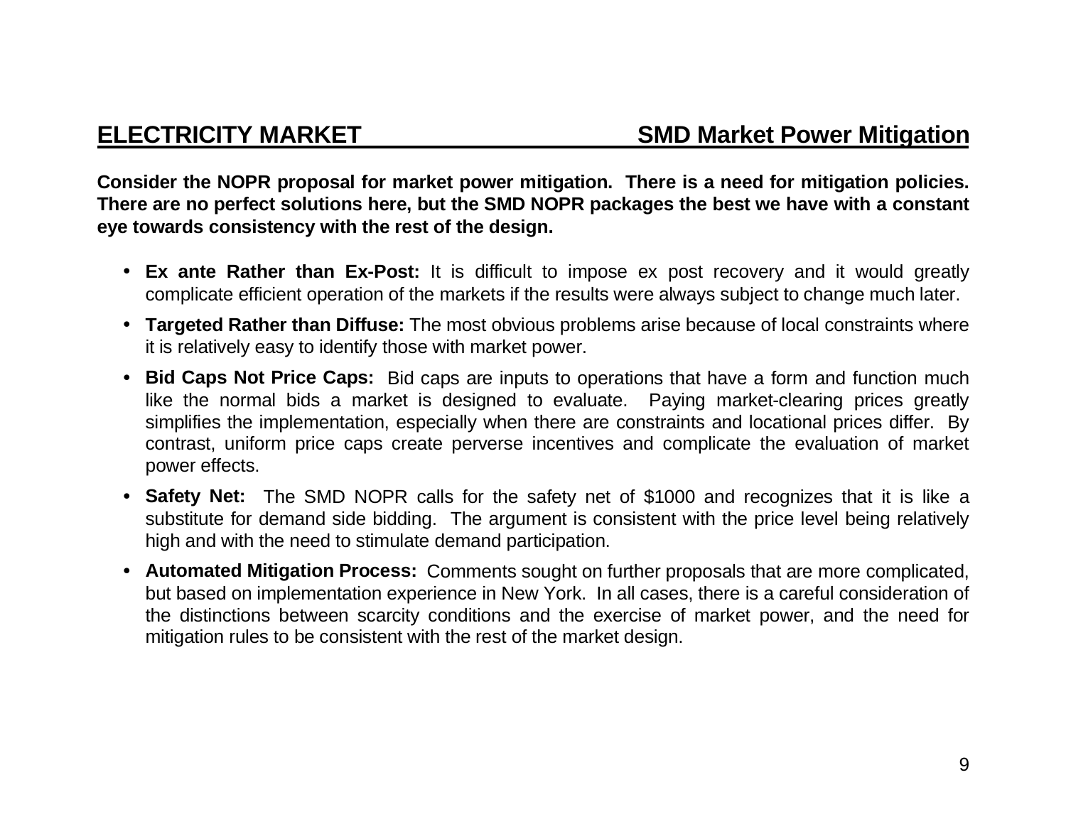## ELECTRICITY MARKET — SMD Market Power Mitigation

**Consider the NOPR proposal for market power mitigation. There is a need for mitigation policies. There are no perfect solutions here, but the SMD NOPR packages the best we have with a constant eye towards consistency with the rest of the design.**

- **Ex ante Rather than Ex-Post:** It is difficult to impose ex post recovery and it would greatly complicate efficient operation of the markets if the results were always subject to change much later.
- **Targeted Rather than Diffuse:** The most obvious problems arise because of local constraints where it is relatively easy to identify those with market power.
- **Bid Caps Not Price Caps:** Bid caps are inputs to operations that have a form and function much like the normal bids a market is designed to evaluate. Paying market-clearing prices greatly simplifies the implementation, especially when there are constraints and locational prices differ. By contrast, uniform price caps create perverse incentives and complicate the evaluation of market power effects.
- **Safety Net:** The SMD NOPR calls for the safety net of $1000 and recognizes that it is like a substitute for demand side bidding. The argument is consistent with the price level being relatively high and with the need to stimulate demand participation.
- **Automated Mitigation Process:** Comments sought on further proposals that are more complicated, but based on implementation experience in New York. In all cases, there is a careful consideration of the distinctions between scarcity conditions and the exercise of market power, and the need for mitigation rules to be consistent with the rest of the market design.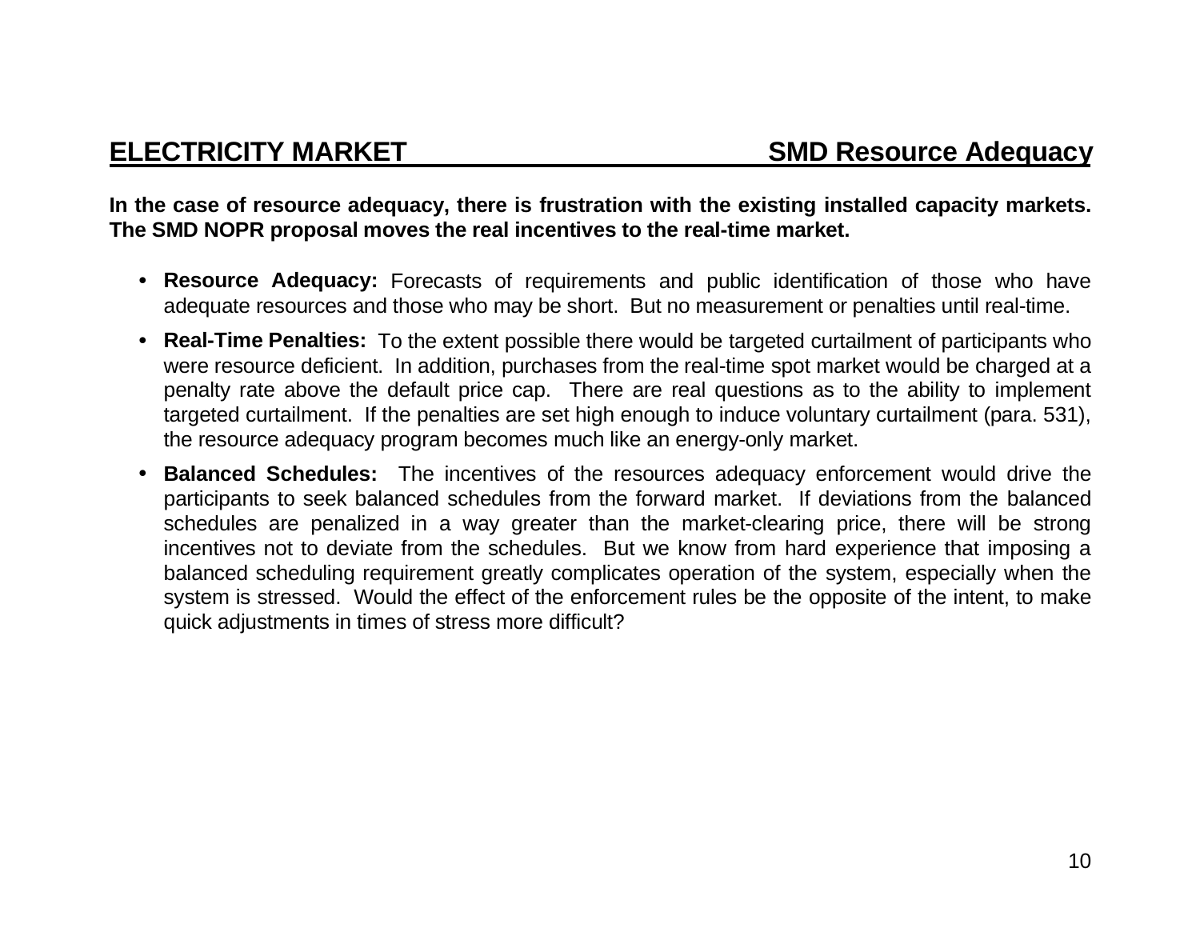## ELECTRICITY MARKET — SMD Resource Adequacy

**In the case of resource adequacy, there is frustration with the existing installed capacity markets. The SMD NOPR proposal moves the real incentives to the real-time market.**

- **Resource Adequacy:** Forecasts of requirements and public identification of those who have adequate resources and those who may be short. But no measurement or penalties until real-time.
- **Real-Time Penalties:** To the extent possible there would be targeted curtailment of participants who were resource deficient. In addition, purchases from the real-time spot market would be charged at a penalty rate above the default price cap. There are real questions as to the ability to implement targeted curtailment. If the penalties are set high enough to induce voluntary curtailment (para. 531), the resource adequacy program becomes much like an energy-only market.
- **Balanced Schedules:** The incentives of the resources adequacy enforcement would drive the participants to seek balanced schedules from the forward market. If deviations from the balanced schedules are penalized in a way greater than the market-clearing price, there will be strong incentives not to deviate from the schedules. But we know from hard experience that imposing a balanced scheduling requirement greatly complicates operation of the system, especially when the system is stressed. Would the effect of the enforcement rules be the opposite of the intent, to make quick adjustments in times of stress more difficult?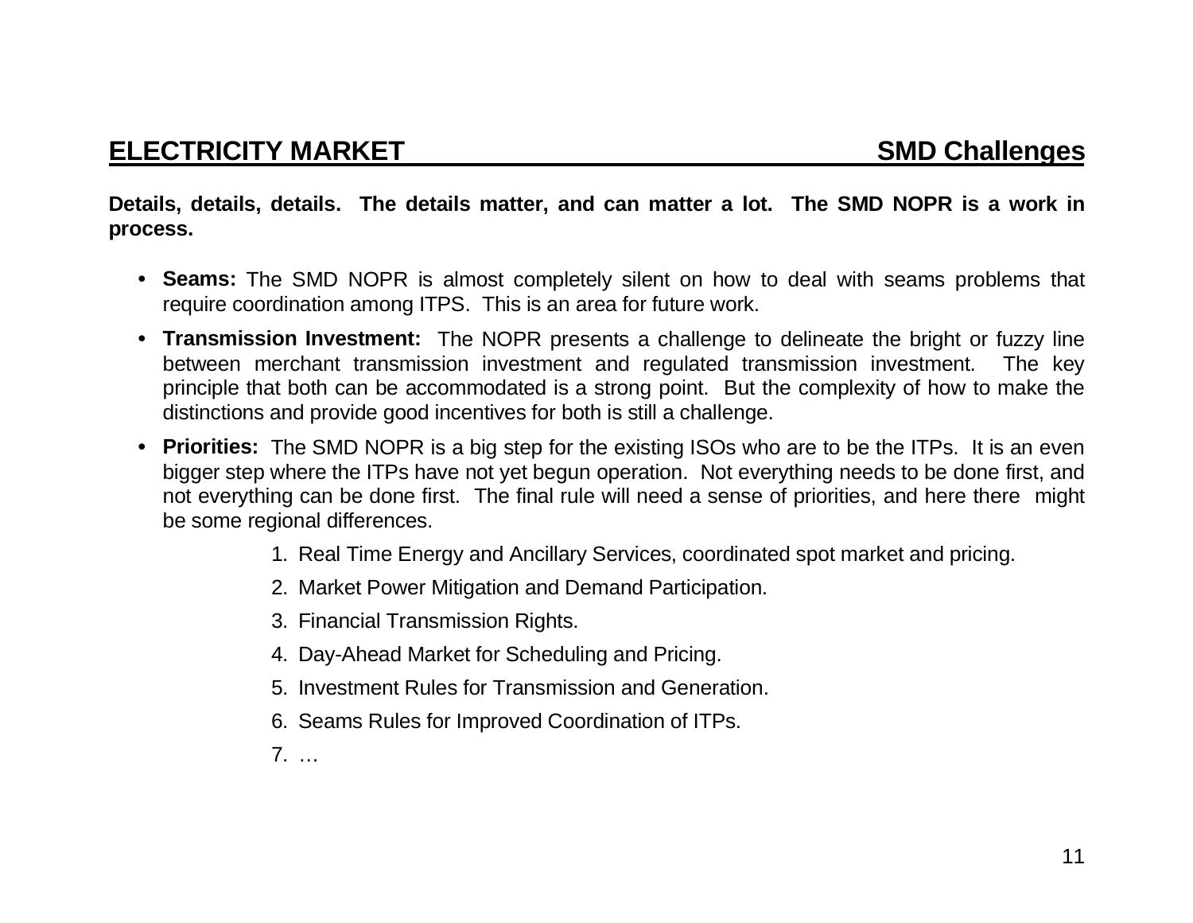## ELECTRICITY MARKET — SMD Challenges

**Details, details, details. The details matter, and can matter a lot. The SMD NOPR is a work in process.**

- **Seams:** The SMD NOPR is almost completely silent on how to deal with seams problems that require coordination among ITPS. This is an area for future work.
- **Transmission Investment:** The NOPR presents a challenge to delineate the bright or fuzzy line between merchant transmission investment and regulated transmission investment. The key principle that both can be accommodated is a strong point. But the complexity of how to make the distinctions and provide good incentives for both is still a challenge.
- **Priorities:** The SMD NOPR is a big step for the existing ISOs who are to be the ITPs. It is an even bigger step where the ITPs have not yet begun operation. Not everything needs to be done first, and not everything can be done first. The final rule will need a sense of priorities, and here there might be some regional differences.

    1. Real Time Energy and Ancillary Services, coordinated spot market and pricing.
    2. Market Power Mitigation and Demand Participation.
    3. Financial Transmission Rights.
    4. Day-Ahead Market for Scheduling and Pricing.
    5. Investment Rules for Transmission and Generation.
    6. Seams Rules for Improved Coordination of ITPs.
    7. …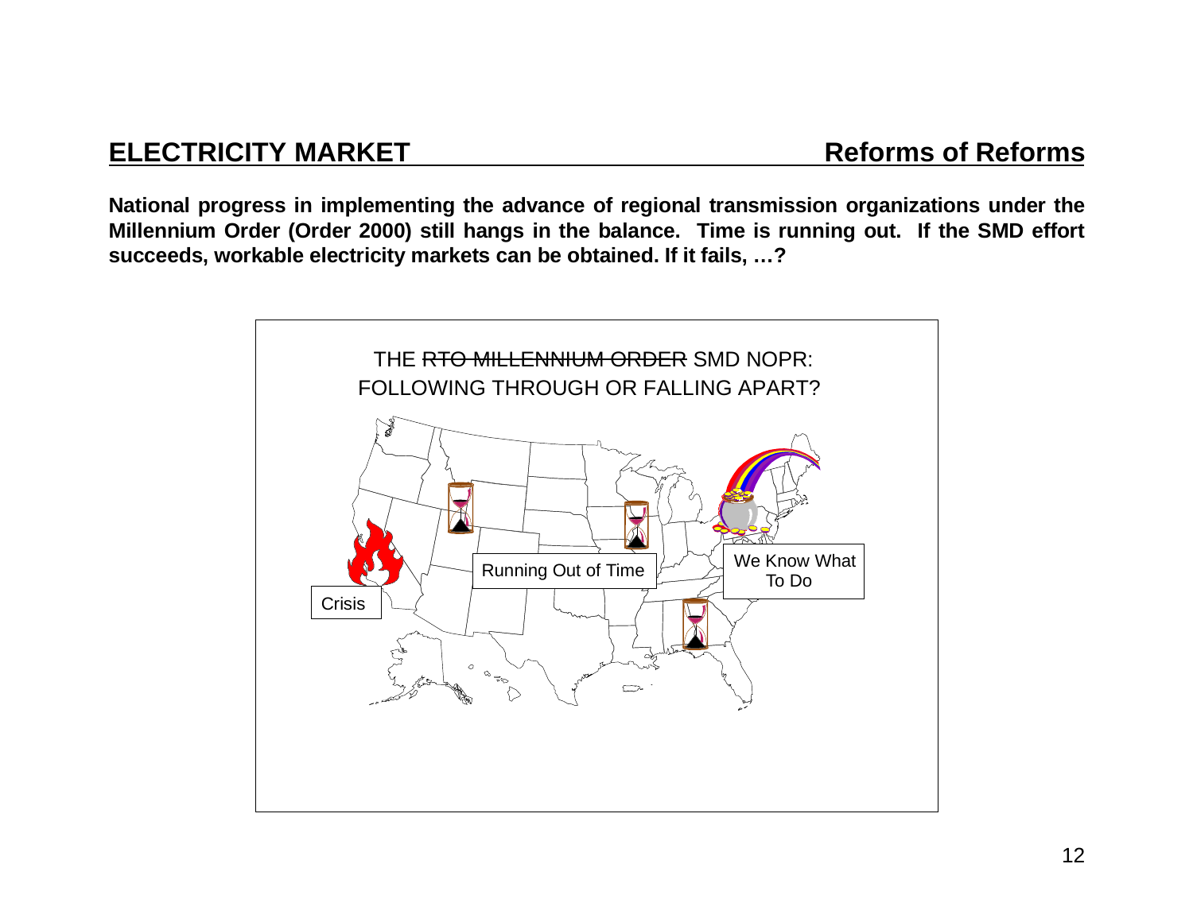## ELECTRICITY MARKET — Reforms of Reforms

**National progress in implementing the advance of regional transmission organizations under the Millennium Order (Order 2000) still hangs in the balance. Time is running out. If the SMD effort succeeds, workable electricity markets can be obtained. If it fails, …?**

THE ~~RTO MILLENNIUM ORDER~~ SMD NOPR:
FOLLOWING THROUGH OR FALLING APART?

Crisis

Running Out of Time

We Know What To Do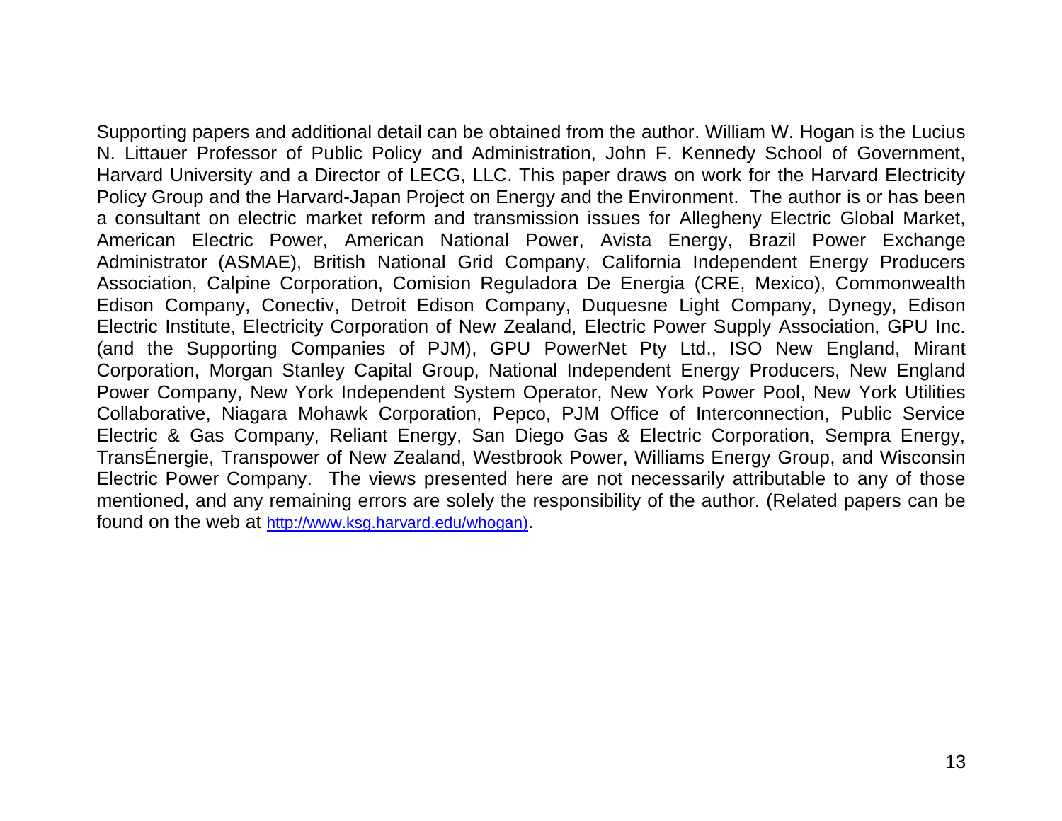Supporting papers and additional detail can be obtained from the author. William W. Hogan is the Lucius N. Littauer Professor of Public Policy and Administration, John F. Kennedy School of Government, Harvard University and a Director of LECG, LLC. This paper draws on work for the Harvard Electricity Policy Group and the Harvard-Japan Project on Energy and the Environment. The author is or has been a consultant on electric market reform and transmission issues for Allegheny Electric Global Market, American Electric Power, American National Power, Avista Energy, Brazil Power Exchange Administrator (ASMAE), British National Grid Company, California Independent Energy Producers Association, Calpine Corporation, Comision Reguladora De Energia (CRE, Mexico), Commonwealth Edison Company, Conectiv, Detroit Edison Company, Duquesne Light Company, Dynegy, Edison Electric Institute, Electricity Corporation of New Zealand, Electric Power Supply Association, GPU Inc. (and the Supporting Companies of PJM), GPU PowerNet Pty Ltd., ISO New England, Mirant Corporation, Morgan Stanley Capital Group, National Independent Energy Producers, New England Power Company, New York Independent System Operator, New York Power Pool, New York Utilities Collaborative, Niagara Mohawk Corporation, Pepco, PJM Office of Interconnection, Public Service Electric & Gas Company, Reliant Energy, San Diego Gas & Electric Corporation, Sempra Energy, TransÉnergie, Transpower of New Zealand, Westbrook Power, Williams Energy Group, and Wisconsin Electric Power Company. The views presented here are not necessarily attributable to any of those mentioned, and any remaining errors are solely the responsibility of the author. (Related papers can be found on the web at http://www.ksg.harvard.edu/whogan).